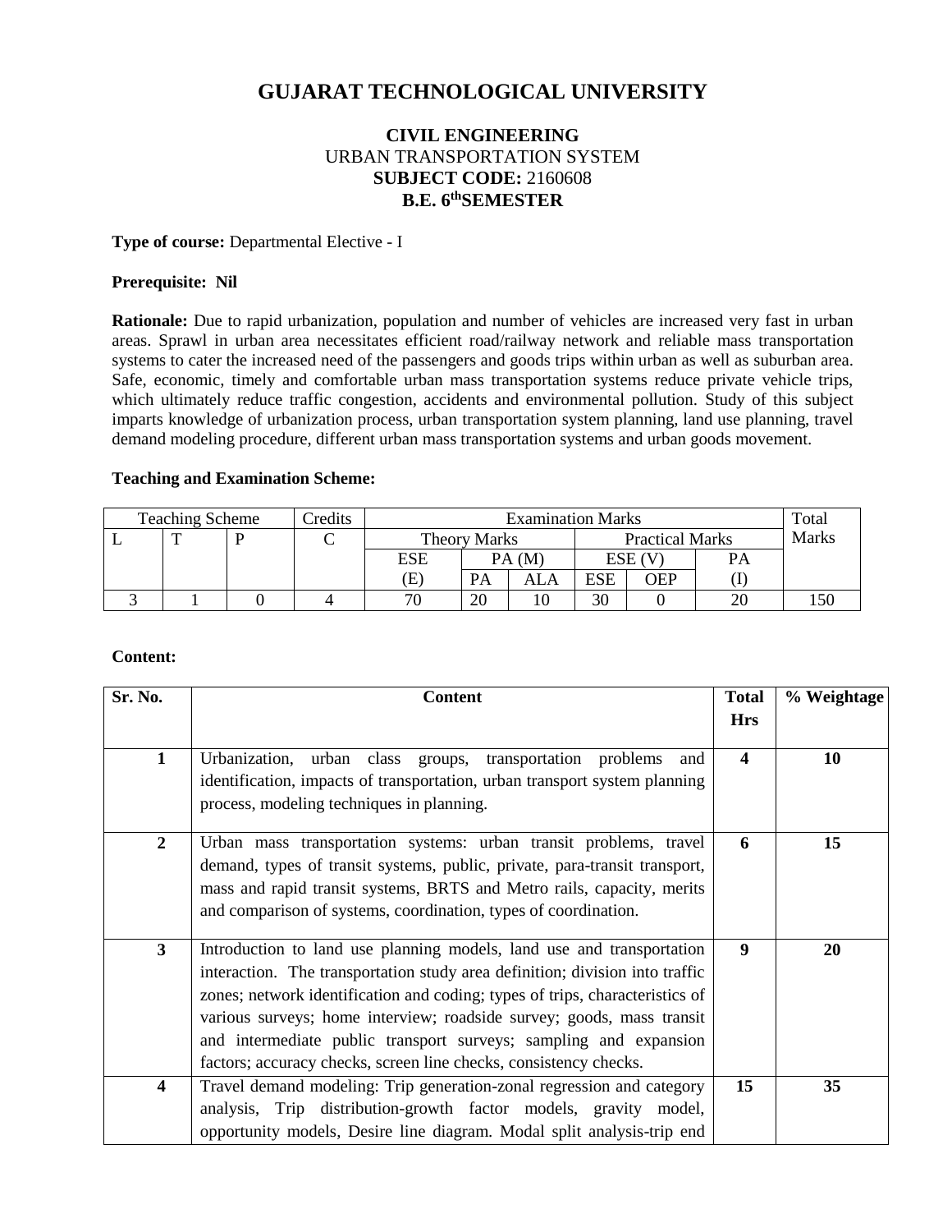# GUJARAT TECHNOLOGICAL UNIVERSITY

**CIVIL ENGINEERING**
URBAN TRANSPORTATION SYSTEM
**SUBJECT CODE:** 2160608
**B.E. 6th SEMESTER**

**Type of course:** Departmental Elective - I

**Prerequisite: Nil**

**Rationale:** Due to rapid urbanization, population and number of vehicles are increased very fast in urban areas. Sprawl in urban area necessitates efficient road/railway network and reliable mass transportation systems to cater the increased need of the passengers and goods trips within urban as well as suburban area. Safe, economic, timely and comfortable urban mass transportation systems reduce private vehicle trips, which ultimately reduce traffic congestion, accidents and environmental pollution. Study of this subject imparts knowledge of urbanization process, urban transportation system planning, land use planning, travel demand modeling procedure, different urban mass transportation systems and urban goods movement.

**Teaching and Examination Scheme:**

| Teaching Scheme | | | Credits | Examination Marks | | | | | | Total Marks |
|---|---|---|---|---|---|---|---|---|---|---|
| L | T | P | C | Theory Marks | | | Practical Marks | | | |
| | | | | ESE (E) | PA (M) | | ESE (V) | | PA (I) | |
| | | | | | PA | ALA | ESE | OEP | | |
| 3 | 1 | 0 | 4 | 70 | 20 | 10 | 30 | 0 | 20 | 150 |

**Content:**

| Sr. No. | Content | Total Hrs | % Weightage |
|---|---|---|---|
| 1 | Urbanization, urban class groups, transportation problems and identification, impacts of transportation, urban transport system planning process, modeling techniques in planning. | 4 | 10 |
| 2 | Urban mass transportation systems: urban transit problems, travel demand, types of transit systems, public, private, para-transit transport, mass and rapid transit systems, BRTS and Metro rails, capacity, merits and comparison of systems, coordination, types of coordination. | 6 | 15 |
| 3 | Introduction to land use planning models, land use and transportation interaction. The transportation study area definition; division into traffic zones; network identification and coding; types of trips, characteristics of various surveys; home interview; roadside survey; goods, mass transit and intermediate public transport surveys; sampling and expansion factors; accuracy checks, screen line checks, consistency checks. | 9 | 20 |
| 4 | Travel demand modeling: Trip generation-zonal regression and category analysis, Trip distribution-growth factor models, gravity model, opportunity models, Desire line diagram. Modal split analysis-trip end | 15 | 35 |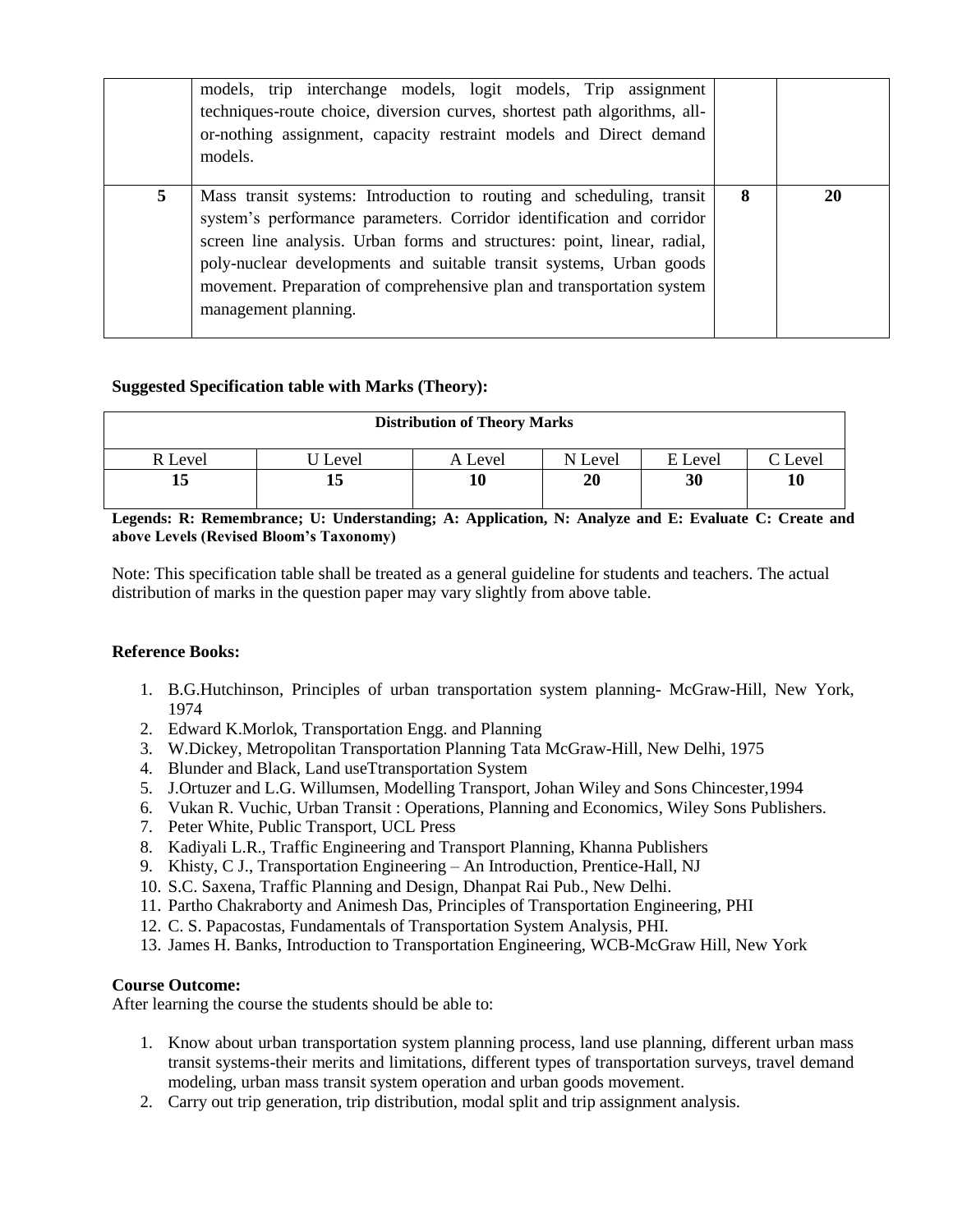|   | models, trip interchange models, logit models, Trip assignment techniques-route choice, diversion curves, shortest path algorithms, all-or-nothing assignment, capacity restraint models and Direct demand models. |   |   |
|---|---|---|---|
| **5** | Mass transit systems: Introduction to routing and scheduling, transit system's performance parameters. Corridor identification and corridor screen line analysis. Urban forms and structures: point, linear, radial, poly-nuclear developments and suitable transit systems, Urban goods movement. Preparation of comprehensive plan and transportation system management planning. | **8** | **20** |

**Suggested Specification table with Marks (Theory):**

| **Distribution of Theory Marks** | | | | | |
|---|---|---|---|---|---|
| R Level | U Level | A Level | N Level | E Level | C Level |
| **15** | **15** | **10** | **20** | **30** | **10** |

**Legends: R: Remembrance; U: Understanding; A: Application, N: Analyze and E: Evaluate C: Create and above Levels (Revised Bloom's Taxonomy)**

Note: This specification table shall be treated as a general guideline for students and teachers. The actual distribution of marks in the question paper may vary slightly from above table.

**Reference Books:**

1. B.G.Hutchinson, Principles of urban transportation system planning- McGraw-Hill, New York, 1974
2. Edward K.Morlok, Transportation Engg. and Planning
3. W.Dickey, Metropolitan Transportation Planning Tata McGraw-Hill, New Delhi, 1975
4. Blunder and Black, Land useTtransportation System
5. J.Ortuzer and L.G. Willumsen, Modelling Transport, Johan Wiley and Sons Chincester,1994
6. Vukan R. Vuchic, Urban Transit : Operations, Planning and Economics, Wiley Sons Publishers.
7. Peter White, Public Transport, UCL Press
8. Kadiyali L.R., Traffic Engineering and Transport Planning, Khanna Publishers
9. Khisty, C J., Transportation Engineering – An Introduction, Prentice-Hall, NJ
10. S.C. Saxena, Traffic Planning and Design, Dhanpat Rai Pub., New Delhi.
11. Partho Chakraborty and Animesh Das, Principles of Transportation Engineering, PHI
12. C. S. Papacostas, Fundamentals of Transportation System Analysis, PHI.
13. James H. Banks, Introduction to Transportation Engineering, WCB-McGraw Hill, New York

**Course Outcome:**

After learning the course the students should be able to:

1. Know about urban transportation system planning process, land use planning, different urban mass transit systems-their merits and limitations, different types of transportation surveys, travel demand modeling, urban mass transit system operation and urban goods movement.
2. Carry out trip generation, trip distribution, modal split and trip assignment analysis.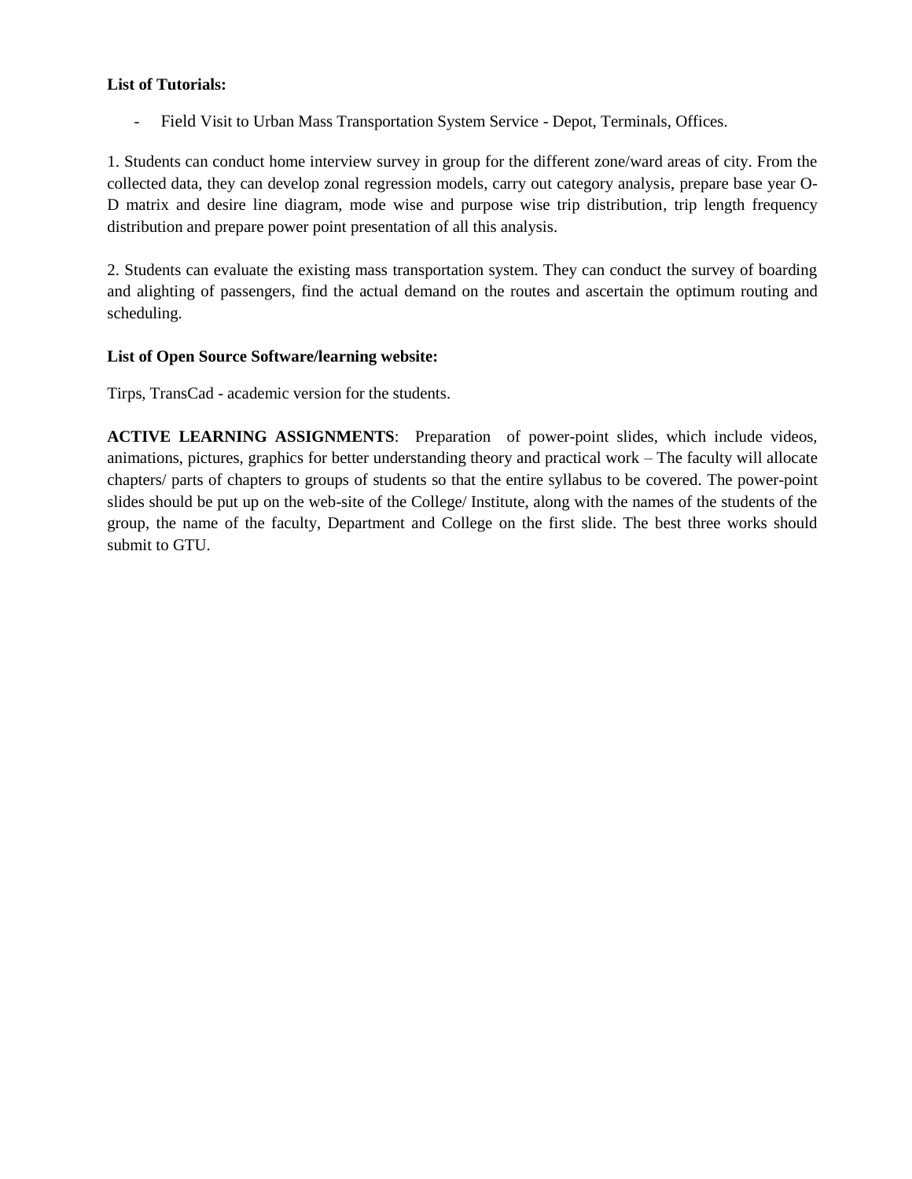**List of Tutorials:**

- Field Visit to Urban Mass Transportation System Service - Depot, Terminals, Offices.

1. Students can conduct home interview survey in group for the different zone/ward areas of city. From the collected data, they can develop zonal regression models, carry out category analysis, prepare base year O-D matrix and desire line diagram, mode wise and purpose wise trip distribution, trip length frequency distribution and prepare power point presentation of all this analysis.

2. Students can evaluate the existing mass transportation system. They can conduct the survey of boarding and alighting of passengers, find the actual demand on the routes and ascertain the optimum routing and scheduling.

**List of Open Source Software/learning website:**

Tirps, TransCad - academic version for the students.

**ACTIVE LEARNING ASSIGNMENTS**: Preparation of power-point slides, which include videos, animations, pictures, graphics for better understanding theory and practical work – The faculty will allocate chapters/ parts of chapters to groups of students so that the entire syllabus to be covered. The power-point slides should be put up on the web-site of the College/ Institute, along with the names of the students of the group, the name of the faculty, Department and College on the first slide. The best three works should submit to GTU.